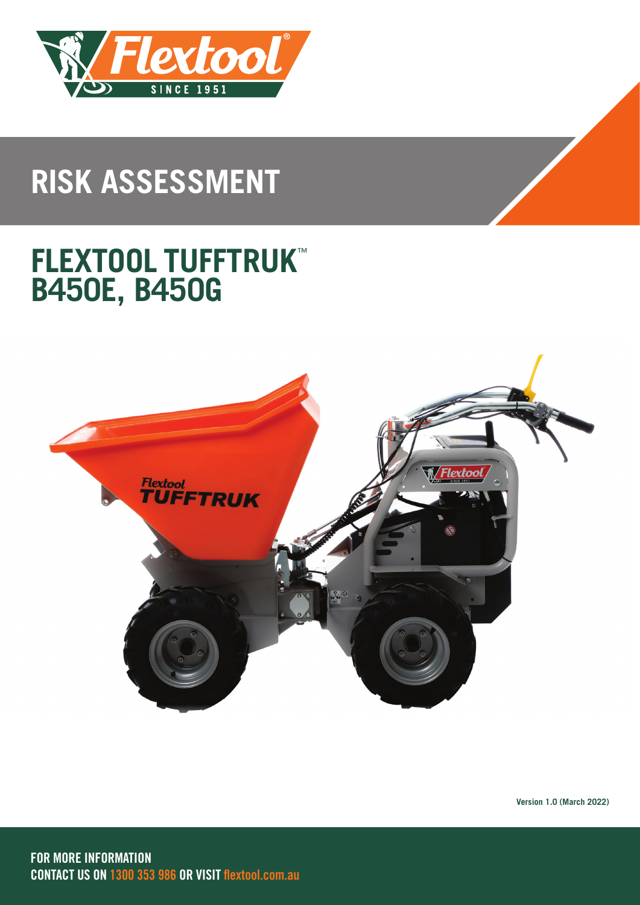# RISK ASSESSMENT

## FLEXTOOL TUFFTRUK™ B450E, B450G

Version 1.0 (March 2022)

**FOR MORE INFORMATION**
**CONTACT US ON 1300 353 986 OR VISIT flextool.com.au**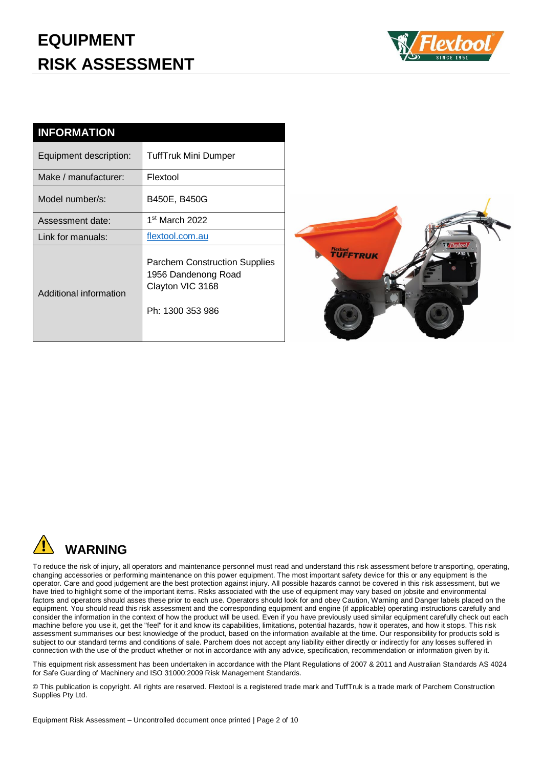# EQUIPMENT RISK ASSESSMENT

| INFORMATION | |
|---|---|
| Equipment description: | TuffTruk Mini Dumper |
| Make / manufacturer: | Flextool |
| Model number/s: | B450E, B450G |
| Assessment date: | 1st March 2022 |
| Link for manuals: | [flextool.com.au](flextool.com.au) |
| Additional information | Parchem Construction Supplies<br>1956 Dandenong Road<br>Clayton VIC 3168<br><br>Ph: 1300 353 986 |

## WARNING

To reduce the risk of injury, all operators and maintenance personnel must read and understand this risk assessment before transporting, operating, changing accessories or performing maintenance on this power equipment. The most important safety device for this or any equipment is the operator. Care and good judgement are the best protection against injury. All possible hazards cannot be covered in this risk assessment, but we have tried to highlight some of the important items. Risks associated with the use of equipment may vary based on jobsite and environmental factors and operators should asses these prior to each use. Operators should look for and obey Caution, Warning and Danger labels placed on the equipment. You should read this risk assessment and the corresponding equipment and engine (if applicable) operating instructions carefully and consider the information in the context of how the product will be used. Even if you have previously used similar equipment carefully check out each machine before you use it, get the "feel" for it and know its capabilities, limitations, potential hazards, how it operates, and how it stops. This risk assessment summarises our best knowledge of the product, based on the information available at the time. Our responsibility for products sold is subject to our standard terms and conditions of sale. Parchem does not accept any liability either directly or indirectly for any losses suffered in connection with the use of the product whether or not in accordance with any advice, specification, recommendation or information given by it.

This equipment risk assessment has been undertaken in accordance with the Plant Regulations of 2007 & 2011 and Australian Standards AS 4024 for Safe Guarding of Machinery and ISO 31000:2009 Risk Management Standards.

© This publication is copyright. All rights are reserved. Flextool is a registered trade mark and TuffTruk is a trade mark of Parchem Construction Supplies Pty Ltd.

Equipment Risk Assessment – Uncontrolled document once printed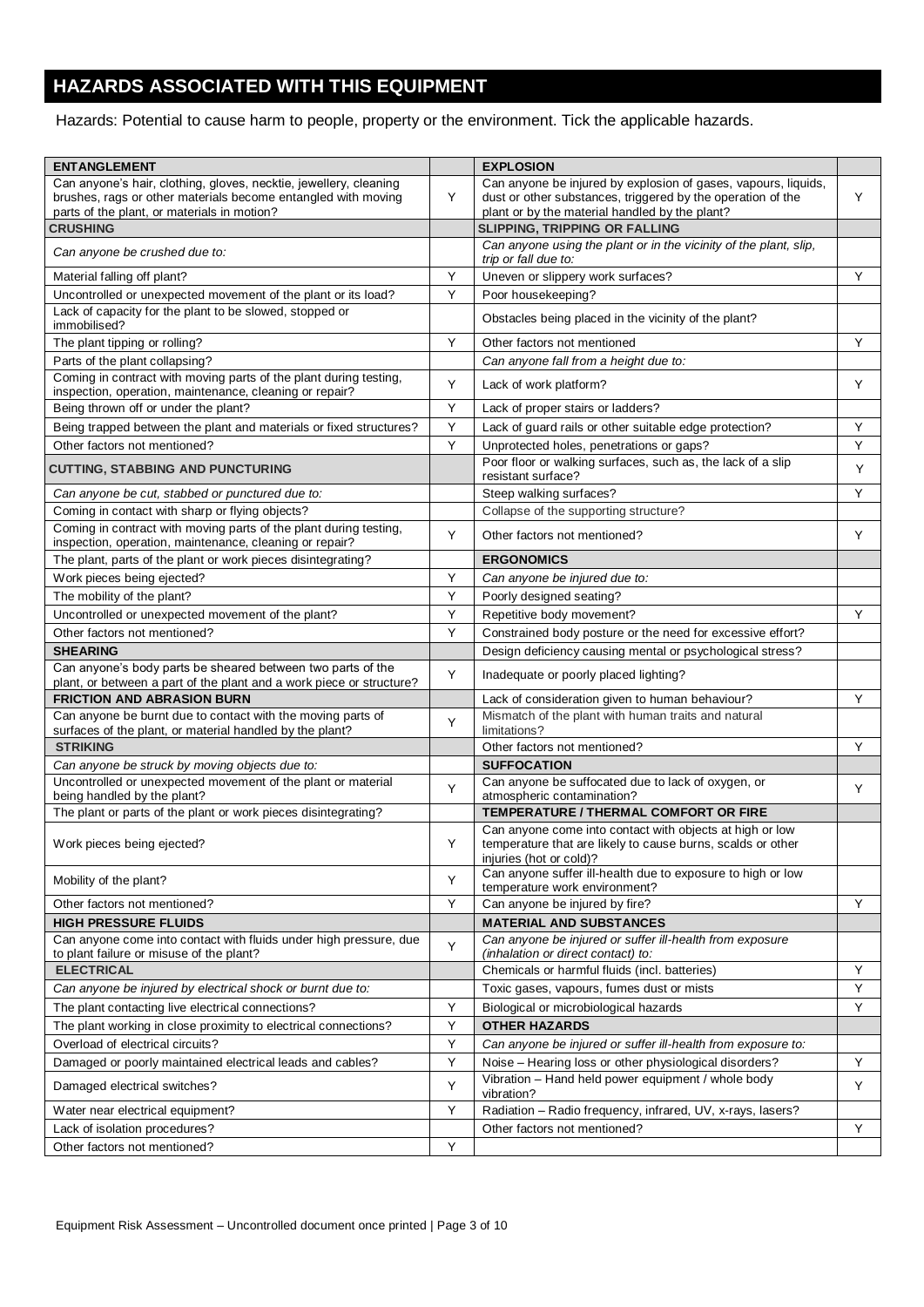## HAZARDS ASSOCIATED WITH THIS EQUIPMENT

Hazards: Potential to cause harm to people, property or the environment. Tick the applicable hazards.

| **ENTANGLEMENT** | | **EXPLOSION** | |
|---|---|---|---|
| Can anyone's hair, clothing, gloves, necktie, jewellery, cleaning brushes, rags or other materials become entangled with moving parts of the plant, or materials in motion? | Y | Can anyone be injured by explosion of gases, vapours, liquids, dust or other substances, triggered by the operation of the plant or by the material handled by the plant? | Y |
| **CRUSHING** | | **SLIPPING, TRIPPING OR FALLING** | |
| *Can anyone be crushed due to:* | | *Can anyone using the plant or in the vicinity of the plant, slip, trip or fall due to:* | |
| Material falling off plant? | Y | Uneven or slippery work surfaces? | Y |
| Uncontrolled or unexpected movement of the plant or its load? | Y | Poor housekeeping? | |
| Lack of capacity for the plant to be slowed, stopped or immobilised? | | Obstacles being placed in the vicinity of the plant? | |
| The plant tipping or rolling? | Y | Other factors not mentioned | Y |
| Parts of the plant collapsing? | | *Can anyone fall from a height due to:* | |
| Coming in contract with moving parts of the plant during testing, inspection, operation, maintenance, cleaning or repair? | Y | Lack of work platform? | Y |
| Being thrown off or under the plant? | Y | Lack of proper stairs or ladders? | |
| Being trapped between the plant and materials or fixed structures? | Y | Lack of guard rails or other suitable edge protection? | Y |
| Other factors not mentioned? | Y | Unprotected holes, penetrations or gaps? | Y |
| **CUTTING, STABBING AND PUNCTURING** | | Poor floor or walking surfaces, such as, the lack of a slip resistant surface? | Y |
| *Can anyone be cut, stabbed or punctured due to:* | | Steep walking surfaces? | Y |
| Coming in contact with sharp or flying objects? | | Collapse of the supporting structure? | |
| Coming in contract with moving parts of the plant during testing, inspection, operation, maintenance, cleaning or repair? | Y | Other factors not mentioned? | Y |
| The plant, parts of the plant or work pieces disintegrating? | | **ERGONOMICS** | |
| Work pieces being ejected? | Y | *Can anyone be injured due to:* | |
| The mobility of the plant? | Y | Poorly designed seating? | |
| Uncontrolled or unexpected movement of the plant? | Y | Repetitive body movement? | Y |
| Other factors not mentioned? | Y | Constrained body posture or the need for excessive effort? | |
| **SHEARING** | | Design deficiency causing mental or psychological stress? | |
| Can anyone's body parts be sheared between two parts of the plant, or between a part of the plant and a work piece or structure? | Y | Inadequate or poorly placed lighting? | |
| **FRICTION AND ABRASION BURN** | | Lack of consideration given to human behaviour? | Y |
| Can anyone be burnt due to contact with the moving parts of surfaces of the plant, or material handled by the plant? | Y | Mismatch of the plant with human traits and natural limitations? | |
| **STRIKING** | | Other factors not mentioned? | Y |
| *Can anyone be struck by moving objects due to:* | | **SUFFOCATION** | |
| Uncontrolled or unexpected movement of the plant or material being handled by the plant? | Y | Can anyone be suffocated due to lack of oxygen, or atmospheric contamination? | Y |
| The plant or parts of the plant or work pieces disintegrating? | | **TEMPERATURE / THERMAL COMFORT OR FIRE** | |
| Work pieces being ejected? | Y | Can anyone come into contact with objects at high or low temperature that are likely to cause burns, scalds or other injuries (hot or cold)? | |
| Mobility of the plant? | Y | Can anyone suffer ill-health due to exposure to high or low temperature work environment? | |
| Other factors not mentioned? | Y | Can anyone be injured by fire? | Y |
| **HIGH PRESSURE FLUIDS** | | **MATERIAL AND SUBSTANCES** | |
| Can anyone come into contact with fluids under high pressure, due to plant failure or misuse of the plant? | Y | *Can anyone be injured or suffer ill-health from exposure (inhalation or direct contact) to:* | |
| **ELECTRICAL** | | Chemicals or harmful fluids (incl. batteries) | Y |
| *Can anyone be injured by electrical shock or burnt due to:* | | Toxic gases, vapours, fumes dust or mists | Y |
| The plant contacting live electrical connections? | Y | Biological or microbiological hazards | Y |
| The plant working in close proximity to electrical connections? | Y | **OTHER HAZARDS** | |
| Overload of electrical circuits? | Y | *Can anyone be injured or suffer ill-health from exposure to:* | |
| Damaged or poorly maintained electrical leads and cables? | Y | Noise – Hearing loss or other physiological disorders? | Y |
| Damaged electrical switches? | Y | Vibration – Hand held power equipment / whole body vibration? | Y |
| Water near electrical equipment? | Y | Radiation – Radio frequency, infrared, UV, x-rays, lasers? | |
| Lack of isolation procedures? | | Other factors not mentioned? | Y |
| Other factors not mentioned? | Y | | |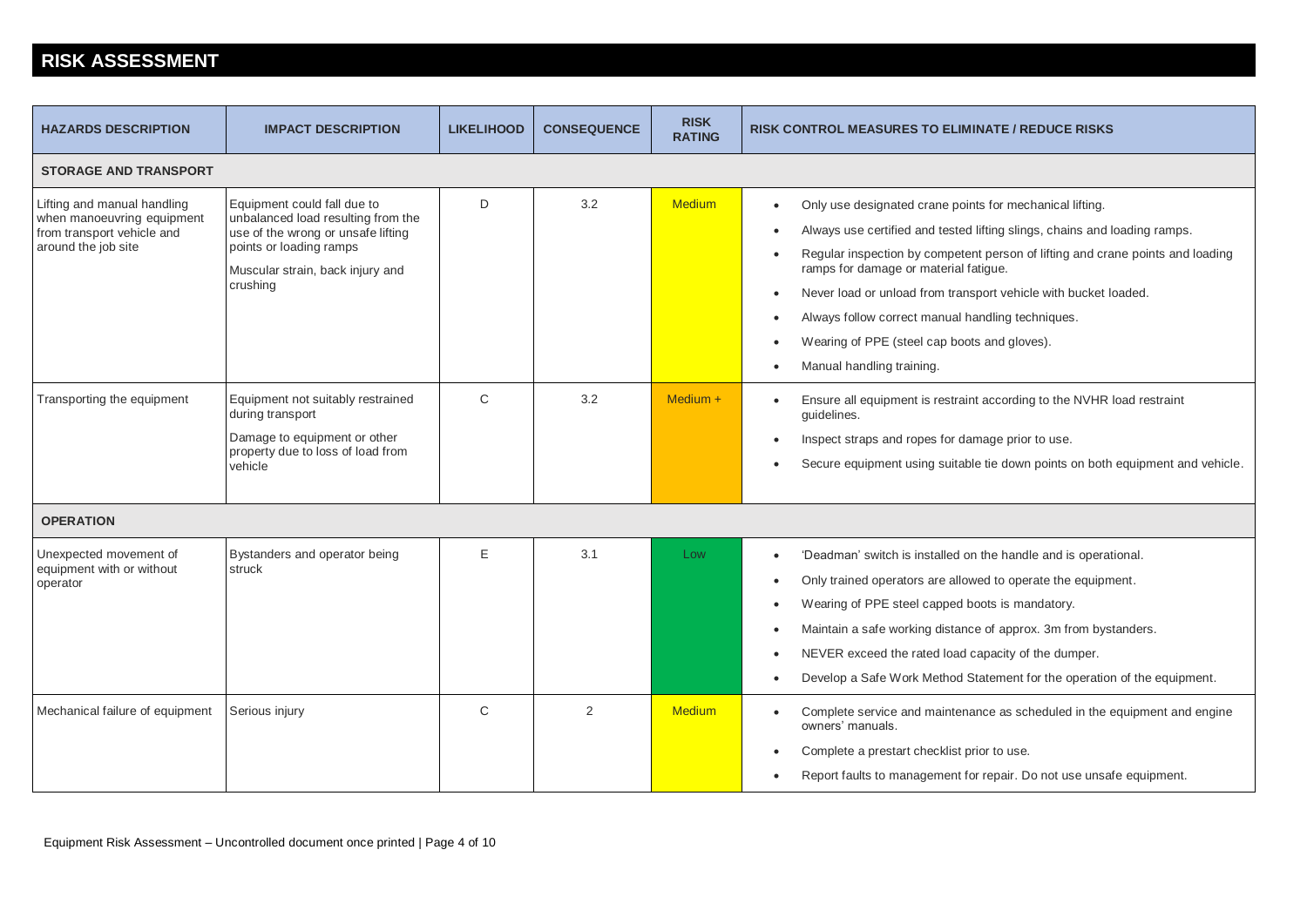# RISK ASSESSMENT

| HAZARDS DESCRIPTION | IMPACT DESCRIPTION | LIKELIHOOD | CONSEQUENCE | RISK RATING | RISK CONTROL MEASURES TO ELIMINATE / REDUCE RISKS |
|---|---|---|---|---|---|
| **STORAGE AND TRANSPORT** | | | | | |
| Lifting and manual handling when manoeuvring equipment from transport vehicle and around the job site | Equipment could fall due to unbalanced load resulting from the use of the wrong or unsafe lifting points or loading ramps<br>Muscular strain, back injury and crushing | D | 3.2 | Medium | • Only use designated crane points for mechanical lifting.<br>• Always use certified and tested lifting slings, chains and loading ramps.<br>• Regular inspection by competent person of lifting and crane points and loading ramps for damage or material fatigue.<br>• Never load or unload from transport vehicle with bucket loaded.<br>• Always follow correct manual handling techniques.<br>• Wearing of PPE (steel cap boots and gloves).<br>• Manual handling training. |
| Transporting the equipment | Equipment not suitably restrained during transport<br>Damage to equipment or other property due to loss of load from vehicle | C | 3.2 | Medium + | • Ensure all equipment is restraint according to the NVHR load restraint guidelines.<br>• Inspect straps and ropes for damage prior to use.<br>• Secure equipment using suitable tie down points on both equipment and vehicle. |
| **OPERATION** | | | | | |
| Unexpected movement of equipment with or without operator | Bystanders and operator being struck | E | 3.1 | Low | • 'Deadman' switch is installed on the handle and is operational.<br>• Only trained operators are allowed to operate the equipment.<br>• Wearing of PPE steel capped boots is mandatory.<br>• Maintain a safe working distance of approx. 3m from bystanders.<br>• NEVER exceed the rated load capacity of the dumper.<br>• Develop a Safe Work Method Statement for the operation of the equipment. |
| Mechanical failure of equipment | Serious injury | C | 2 | Medium | • Complete service and maintenance as scheduled in the equipment and engine owners' manuals.<br>• Complete a prestart checklist prior to use.<br>• Report faults to management for repair. Do not use unsafe equipment. |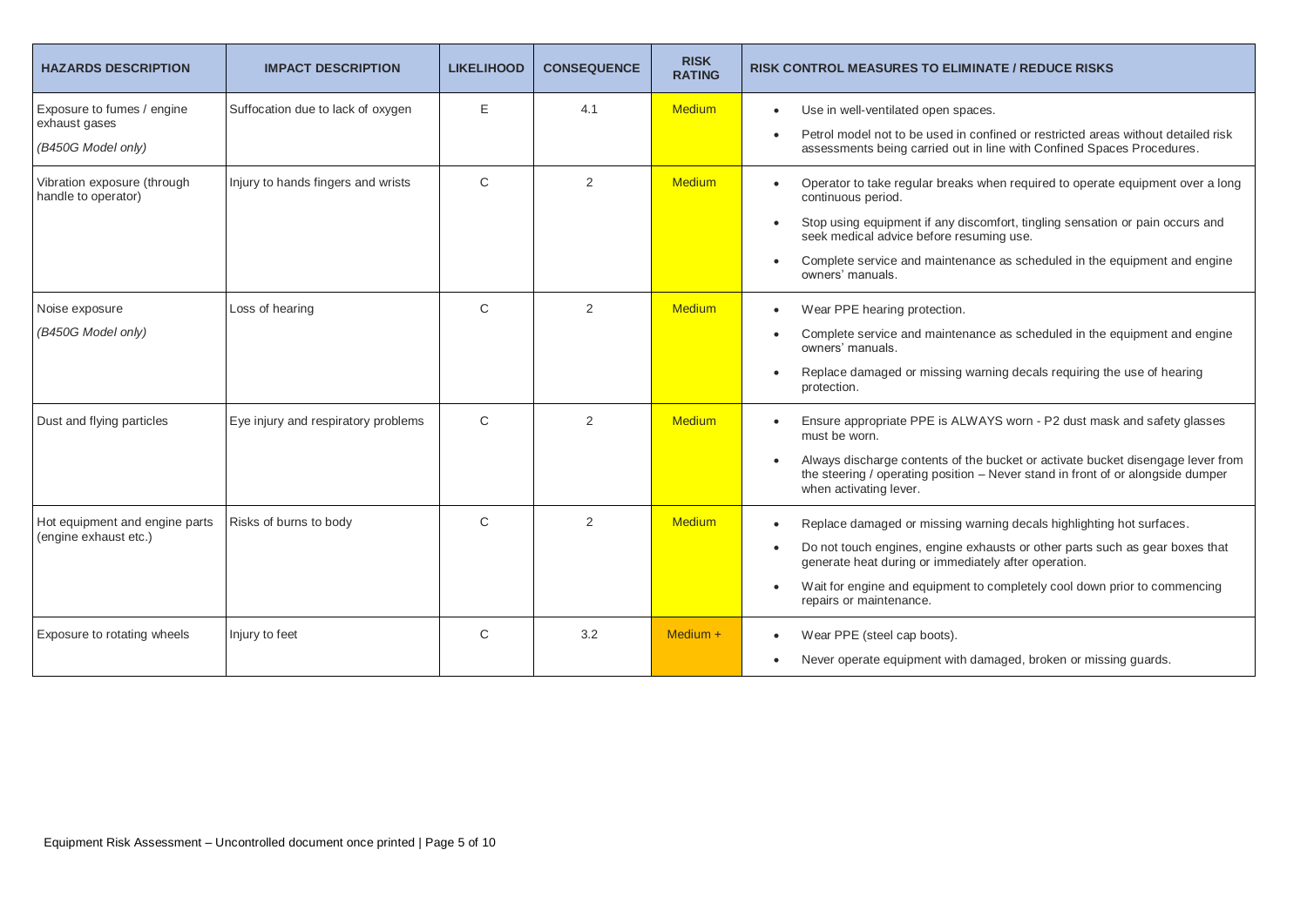| HAZARDS DESCRIPTION | IMPACT DESCRIPTION | LIKELIHOOD | CONSEQUENCE | RISK RATING | RISK CONTROL MEASURES TO ELIMINATE / REDUCE RISKS |
|---|---|---|---|---|---|
| Exposure to fumes / engine exhaust gases<br>*(B450G Model only)* | Suffocation due to lack of oxygen | E | 4.1 | Medium | • Use in well-ventilated open spaces.<br>• Petrol model not to be used in confined or restricted areas without detailed risk assessments being carried out in line with Confined Spaces Procedures. |
| Vibration exposure (through handle to operator) | Injury to hands fingers and wrists | C | 2 | Medium | • Operator to take regular breaks when required to operate equipment over a long continuous period.<br>• Stop using equipment if any discomfort, tingling sensation or pain occurs and seek medical advice before resuming use.<br>• Complete service and maintenance as scheduled in the equipment and engine owners' manuals. |
| Noise exposure<br>*(B450G Model only)* | Loss of hearing | C | 2 | Medium | • Wear PPE hearing protection.<br>• Complete service and maintenance as scheduled in the equipment and engine owners' manuals.<br>• Replace damaged or missing warning decals requiring the use of hearing protection. |
| Dust and flying particles | Eye injury and respiratory problems | C | 2 | Medium | • Ensure appropriate PPE is ALWAYS worn - P2 dust mask and safety glasses must be worn.<br>• Always discharge contents of the bucket or activate bucket disengage lever from the steering / operating position – Never stand in front of or alongside dumper when activating lever. |
| Hot equipment and engine parts (engine exhaust etc.) | Risks of burns to body | C | 2 | Medium | • Replace damaged or missing warning decals highlighting hot surfaces.<br>• Do not touch engines, engine exhausts or other parts such as gear boxes that generate heat during or immediately after operation.<br>• Wait for engine and equipment to completely cool down prior to commencing repairs or maintenance. |
| Exposure to rotating wheels | Injury to feet | C | 3.2 | Medium + | • Wear PPE (steel cap boots).<br>• Never operate equipment with damaged, broken or missing guards. |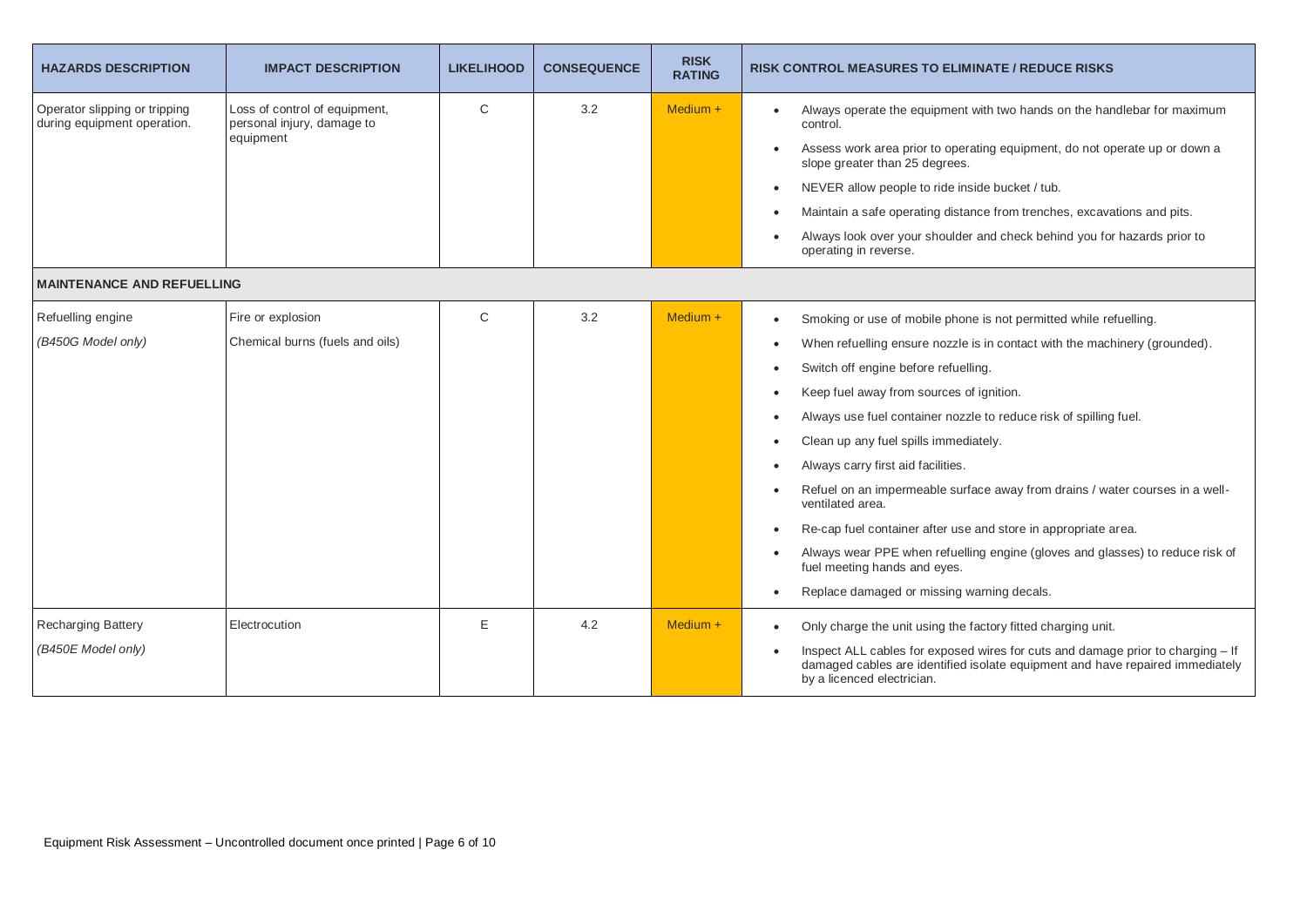| HAZARDS DESCRIPTION | IMPACT DESCRIPTION | LIKELIHOOD | CONSEQUENCE | RISK RATING | RISK CONTROL MEASURES TO ELIMINATE / REDUCE RISKS |
|---|---|---|---|---|---|
| Operator slipping or tripping during equipment operation. | Loss of control of equipment, personal injury, damage to equipment | C | 3.2 | Medium + | • Always operate the equipment with two hands on the handlebar for maximum control.<br>• Assess work area prior to operating equipment, do not operate up or down a slope greater than 25 degrees.<br>• NEVER allow people to ride inside bucket / tub.<br>• Maintain a safe operating distance from trenches, excavations and pits.<br>• Always look over your shoulder and check behind you for hazards prior to operating in reverse. |
| **MAINTENANCE AND REFUELLING** | | | | | |
| Refuelling engine<br>*(B450G Model only)* | Fire or explosion<br>Chemical burns (fuels and oils) | C | 3.2 | Medium + | • Smoking or use of mobile phone is not permitted while refuelling.<br>• When refuelling ensure nozzle is in contact with the machinery (grounded).<br>• Switch off engine before refuelling.<br>• Keep fuel away from sources of ignition.<br>• Always use fuel container nozzle to reduce risk of spilling fuel.<br>• Clean up any fuel spills immediately.<br>• Always carry first aid facilities.<br>• Refuel on an impermeable surface away from drains / water courses in a well-ventilated area.<br>• Re-cap fuel container after use and store in appropriate area.<br>• Always wear PPE when refuelling engine (gloves and glasses) to reduce risk of fuel meeting hands and eyes.<br>• Replace damaged or missing warning decals. |
| Recharging Battery<br>*(B450E Model only)* | Electrocution | E | 4.2 | Medium + | • Only charge the unit using the factory fitted charging unit.<br>• Inspect ALL cables for exposed wires for cuts and damage prior to charging – If damaged cables are identified isolate equipment and have repaired immediately by a licenced electrician. |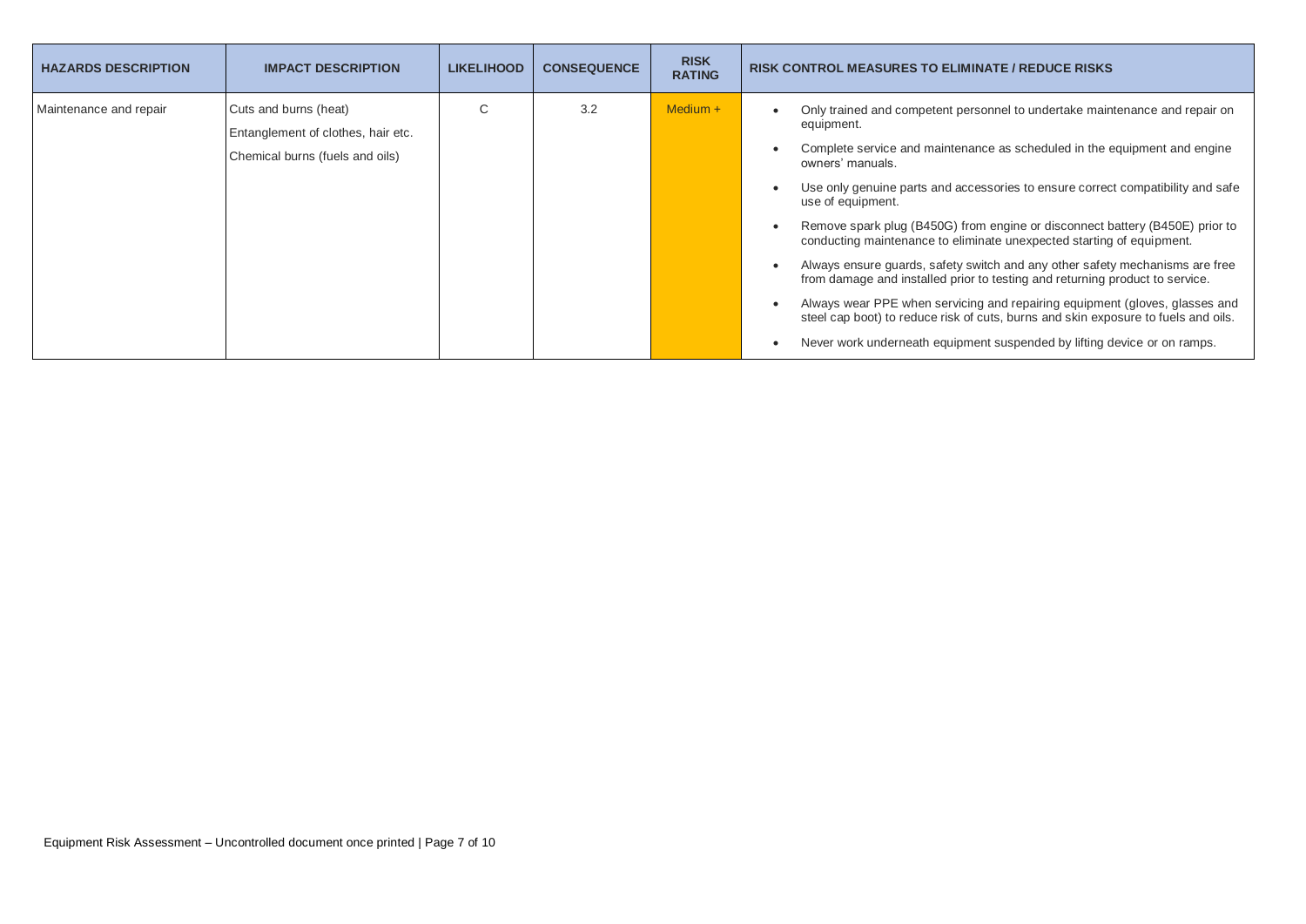| HAZARDS DESCRIPTION | IMPACT DESCRIPTION | LIKELIHOOD | CONSEQUENCE | RISK RATING | RISK CONTROL MEASURES TO ELIMINATE / REDUCE RISKS |
|---|---|---|---|---|---|
| Maintenance and repair | Cuts and burns (heat)<br>Entanglement of clothes, hair etc.<br>Chemical burns (fuels and oils) | C | 3.2 | Medium + | • Only trained and competent personnel to undertake maintenance and repair on equipment.<br>• Complete service and maintenance as scheduled in the equipment and engine owners' manuals.<br>• Use only genuine parts and accessories to ensure correct compatibility and safe use of equipment.<br>• Remove spark plug (B450G) from engine or disconnect battery (B450E) prior to conducting maintenance to eliminate unexpected starting of equipment.<br>• Always ensure guards, safety switch and any other safety mechanisms are free from damage and installed prior to testing and returning product to service.<br>• Always wear PPE when servicing and repairing equipment (gloves, glasses and steel cap boot) to reduce risk of cuts, burns and skin exposure to fuels and oils.<br>• Never work underneath equipment suspended by lifting device or on ramps. |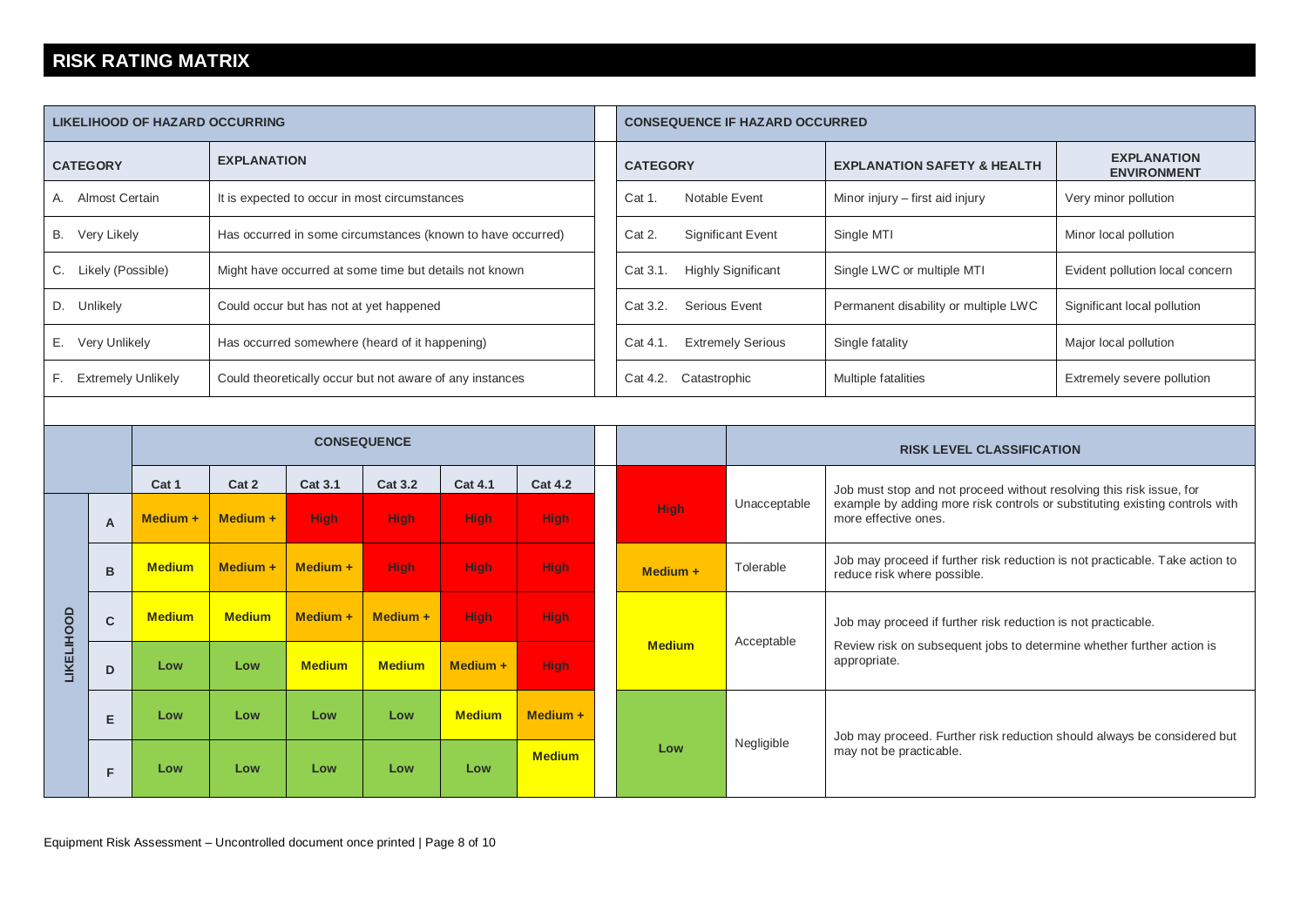# RISK RATING MATRIX

| LIKELIHOOD OF HAZARD OCCURRING | |
|---|---|
| **CATEGORY** | **EXPLANATION** |
| A. Almost Certain | It is expected to occur in most circumstances |
| B. Very Likely | Has occurred in some circumstances (known to have occurred) |
| C. Likely (Possible) | Might have occurred at some time but details not known |
| D. Unlikely | Could occur but has not at yet happened |
| E. Very Unlikely | Has occurred somewhere (heard of it happening) |
| F. Extremely Unlikely | Could theoretically occur but not aware of any instances |

| CONSEQUENCE IF HAZARD OCCURRED | | |
|---|---|---|
| **CATEGORY** | **EXPLANATION SAFETY & HEALTH** | **EXPLANATION ENVIRONMENT** |
| Cat 1. Notable Event | Minor injury – first aid injury | Very minor pollution |
| Cat 2. Significant Event | Single MTI | Minor local pollution |
| Cat 3.1. Highly Significant | Single LWC or multiple MTI | Evident pollution local concern |
| Cat 3.2. Serious Event | Permanent disability or multiple LWC | Significant local pollution |
| Cat 4.1. Extremely Serious | Single fatality | Major local pollution |
| Cat 4.2. Catastrophic | Multiple fatalities | Extremely severe pollution |

| LIKELIHOOD | CONSEQUENCE | | | | | |
|---|---|---|---|---|---|---|
| | **Cat 1** | **Cat 2** | **Cat 3.1** | **Cat 3.2** | **Cat 4.1** | **Cat 4.2** |
| **A** | Medium + | Medium + | High | High | High | High |
| **B** | Medium | Medium + | Medium + | High | High | High |
| **C** | Medium | Medium | Medium + | Medium + | High | High |
| **D** | Low | Low | Medium | Medium | Medium + | High |
| **E** | Low | Low | Low | Low | Medium | Medium + |
| **F** | Low | Low | Low | Low | Low | Medium |

| RISK LEVEL CLASSIFICATION | | |
|---|---|---|
| **High** | Unacceptable | Job must stop and not proceed without resolving this risk issue, for example by adding more risk controls or substituting existing controls with more effective ones. |
| **Medium +** | Tolerable | Job may proceed if further risk reduction is not practicable. Take action to reduce risk where possible. |
| **Medium** | Acceptable | Job may proceed if further risk reduction is not practicable. Review risk on subsequent jobs to determine whether further action is appropriate. |
| **Low** | Negligible | Job may proceed. Further risk reduction should always be considered but may not be practicable. |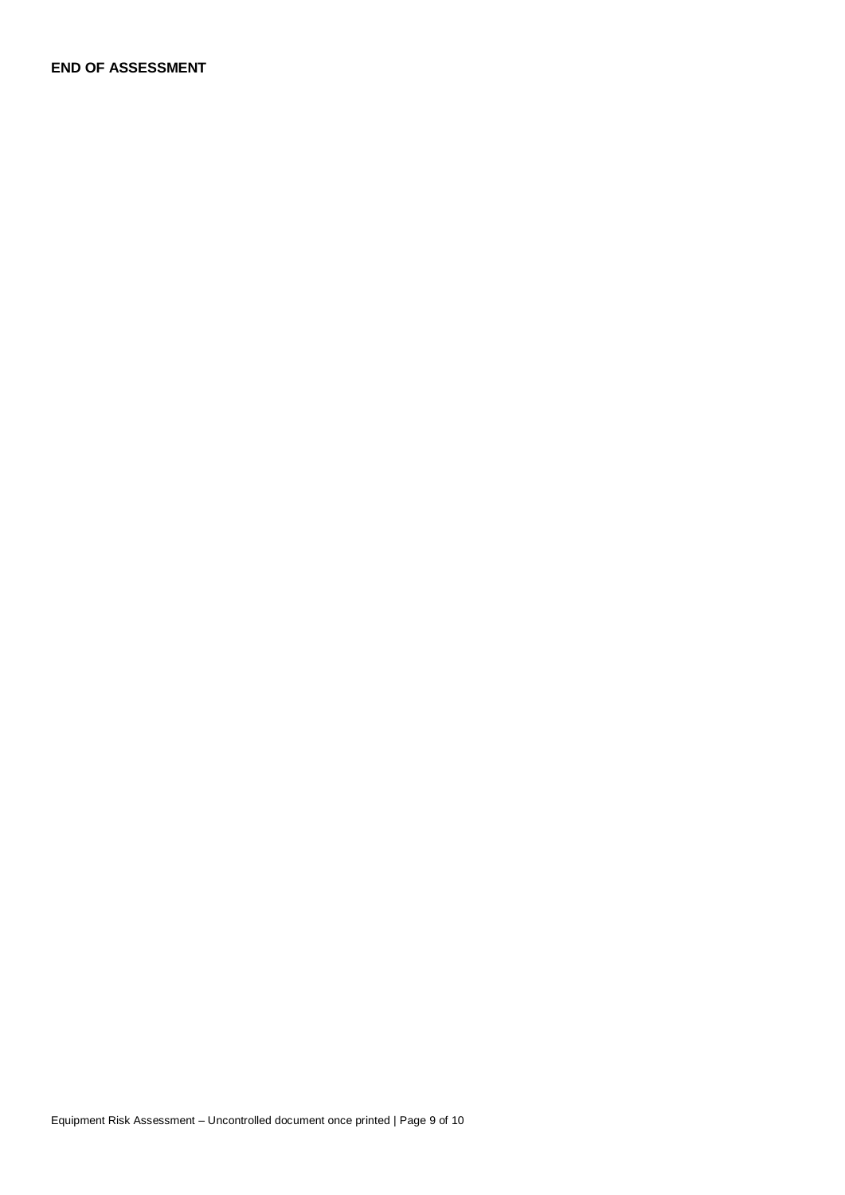**END OF ASSESSMENT**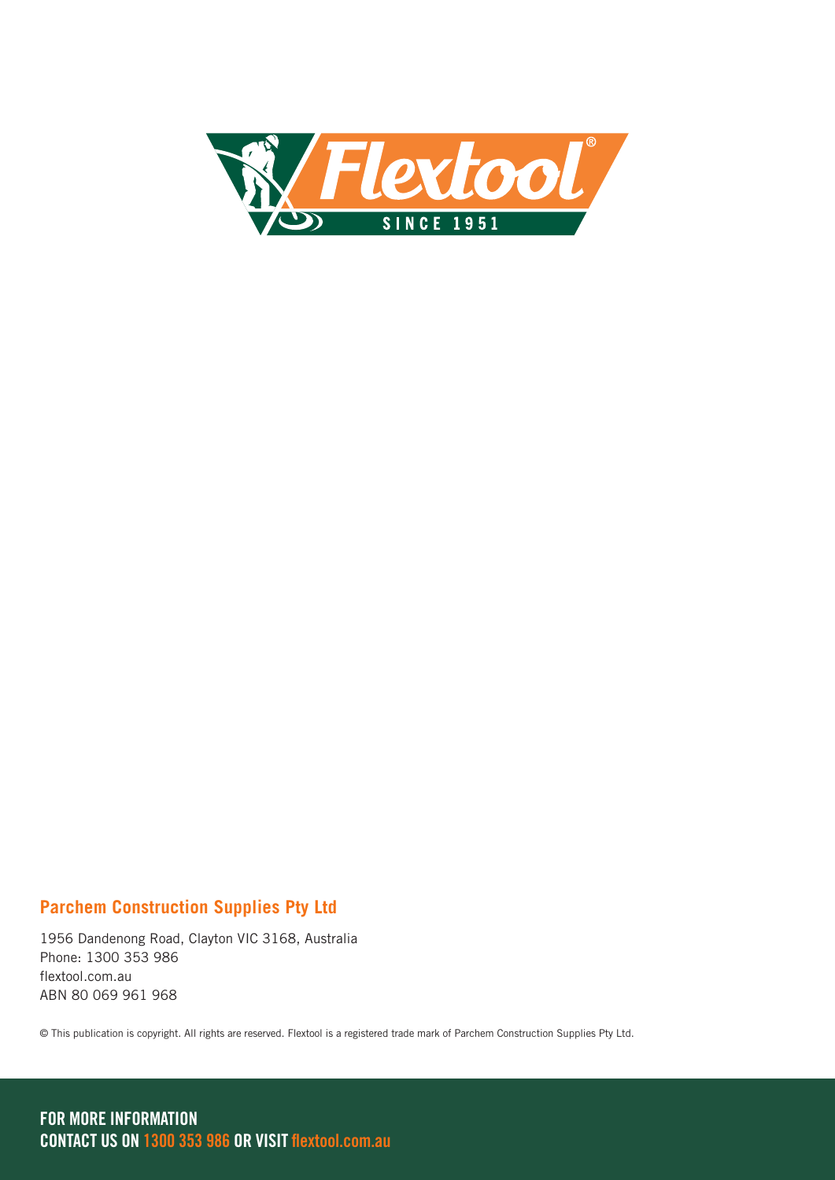Flextool®

SINCE 1951

**Parchem Construction Supplies Pty Ltd**

1956 Dandenong Road, Clayton VIC 3168, Australia
Phone: 1300 353 986
flextool.com.au
ABN 80 069 961 968

© This publication is copyright. All rights are reserved. Flextool is a registered trade mark of Parchem Construction Supplies Pty Ltd.

**FOR MORE INFORMATION**
**CONTACT US ON 1300 353 986 OR VISIT flextool.com.au**